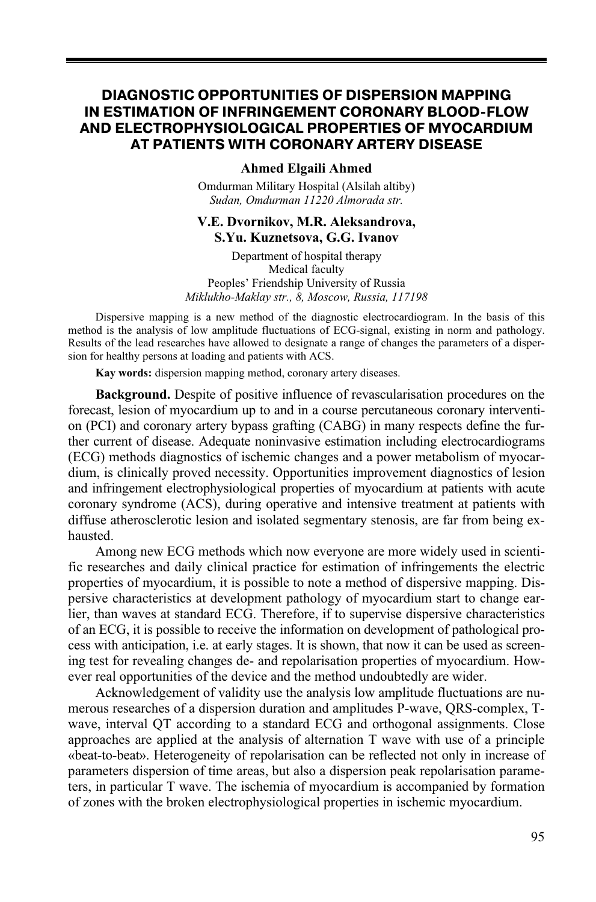# DIAGNOSTIC OPPORTUNITIES OF DISPERSION MAPPING IN ESTIMATION OF INFRINGEMENT CORONARY BLOOD-FLOW AND ELECTROPHYSIOLOGICAL PROPERTIES OF MYOCARDIUM AT PATIENTS WITH CORONARY ARTERY DISEASE

**Ahmed Elgaili Ahmed**

Omdurman Military Hospital (Alsilah altiby)
*Sudan, Omdurman 11220 Almorada str.*

**V.E. Dvornikov, M.R. Aleksandrova, S.Yu. Kuznetsova, G.G. Ivanov**

Department of hospital therapy
Medical faculty
Peoples' Friendship University of Russia
*Miklukho-Maklay str., 8, Moscow, Russia, 117198*

Dispersive mapping is a new method of the diagnostic electrocardiogram. In the basis of this method is the analysis of low amplitude fluctuations of ECG-signal, existing in norm and pathology. Results of the lead researches have allowed to designate a range of changes the parameters of a dispersion for healthy persons at loading and patients with ACS.

**Kay words:** dispersion mapping method, coronary artery diseases.

**Background.** Despite of positive influence of revascularisation procedures on the forecast, lesion of myocardium up to and in a course percutaneous coronary intervention (PCI) and coronary artery bypass grafting (CABG) in many respects define the further current of disease. Adequate noninvasive estimation including electrocardiograms (ECG) methods diagnostics of ischemic changes and a power metabolism of myocardium, is clinically proved necessity. Opportunities improvement diagnostics of lesion and infringement electrophysiological properties of myocardium at patients with acute coronary syndrome (ACS), during operative and intensive treatment at patients with diffuse atherosclerotic lesion and isolated segmentary stenosis, are far from being exhausted.

Among new ECG methods which now everyone are more widely used in scientific researches and daily clinical practice for estimation of infringements the electric properties of myocardium, it is possible to note a method of dispersive mapping. Dispersive characteristics at development pathology of myocardium start to change earlier, than waves at standard ECG. Therefore, if to supervise dispersive characteristics of an ECG, it is possible to receive the information on development of pathological process with anticipation, i.e. at early stages. It is shown, that now it can be used as screening test for revealing changes de- and repolarisation properties of myocardium. However real opportunities of the device and the method undoubtedly are wider.

Acknowledgement of validity use the analysis low amplitude fluctuations are numerous researches of a dispersion duration and amplitudes P-wave, QRS-complex, T-wave, interval QT according to a standard ECG and orthogonal assignments. Close approaches are applied at the analysis of alternation T wave with use of a principle «beat-to-beat». Heterogeneity of repolarisation can be reflected not only in increase of parameters dispersion of time areas, but also a dispersion peak repolarisation parameters, in particular T wave. The ischemia of myocardium is accompanied by formation of zones with the broken electrophysiological properties in ischemic myocardium.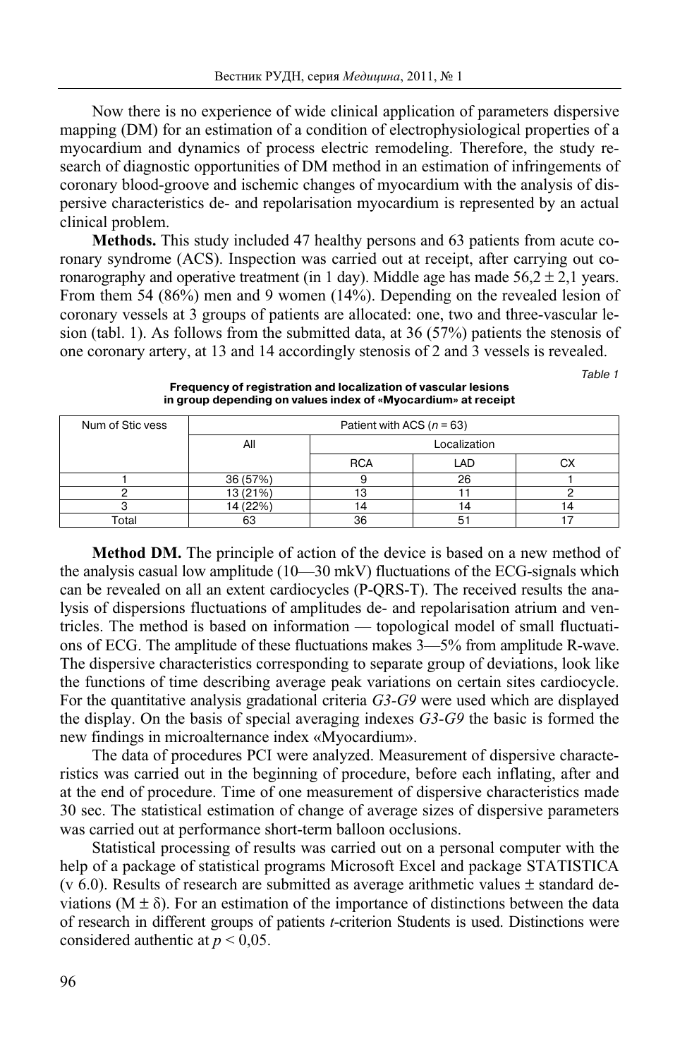Now there is no experience of wide clinical application of parameters dispersive mapping (DM) for an estimation of a condition of electrophysiological properties of a myocardium and dynamics of process electric remodeling. Therefore, the study research of diagnostic opportunities of DM method in an estimation of infringements of coronary blood-groove and ischemic changes of myocardium with the analysis of dispersive characteristics de- and repolarisation myocardium is represented by an actual clinical problem.

**Methods.** This study included 47 healthy persons and 63 patients from acute coronary syndrome (ACS). Inspection was carried out at receipt, after carrying out coronarography and operative treatment (in 1 day). Middle age has made 56,2 ± 2,1 years. From them 54 (86%) men and 9 women (14%). Depending on the revealed lesion of coronary vessels at 3 groups of patients are allocated: one, two and three-vascular lesion (tabl. 1). As follows from the submitted data, at 36 (57%) patients the stenosis of one coronary artery, at 13 and 14 accordingly stenosis of 2 and 3 vessels is revealed.

*Table 1*

**Frequency of registration and localization of vascular lesions in group depending on values index of «Myocardium» at receipt**

| Num of Stic vess | Patient with ACS ($n$ = 63) | | | |
|---|---|---|---|---|
| | All | Localization | | |
| | | RCA | LAD | CX |
| 1 | 36 (57%) | 9 | 26 | 1 |
| 2 | 13 (21%) | 13 | 11 | 2 |
| 3 | 14 (22%) | 14 | 14 | 14 |
| Total | 63 | 36 | 51 | 17 |

**Method DM.** The principle of action of the device is based on a new method of the analysis casual low amplitude (10—30 mkV) fluctuations of the ECG-signals which can be revealed on all an extent cardiocycles (P-QRS-T). The received results the analysis of dispersions fluctuations of amplitudes de- and repolarisation atrium and ventricles. The method is based on information — topological model of small fluctuations of ECG. The amplitude of these fluctuations makes 3—5% from amplitude R-wave. The dispersive characteristics corresponding to separate group of deviations, look like the functions of time describing average peak variations on certain sites cardiocycle. For the quantitative analysis gradational criteria *G3-G9* were used which are displayed the display. On the basis of special averaging indexes *G3-G9* the basic is formed the new findings in microalternance index «Myocardium».

The data of procedures PCI were analyzed. Measurement of dispersive characteristics was carried out in the beginning of procedure, before each inflating, after and at the end of procedure. Time of one measurement of dispersive characteristics made 30 sec. The statistical estimation of change of average sizes of dispersive parameters was carried out at performance short-term balloon occlusions.

Statistical processing of results was carried out on a personal computer with the help of a package of statistical programs Microsoft Excel and package STATISTICA (v 6.0). Results of research are submitted as average arithmetic values ± standard deviations ($M \pm \delta$). For an estimation of the importance of distinctions between the data of research in different groups of patients *t*-criterion Students is used. Distinctions were considered authentic at $p < 0,05$.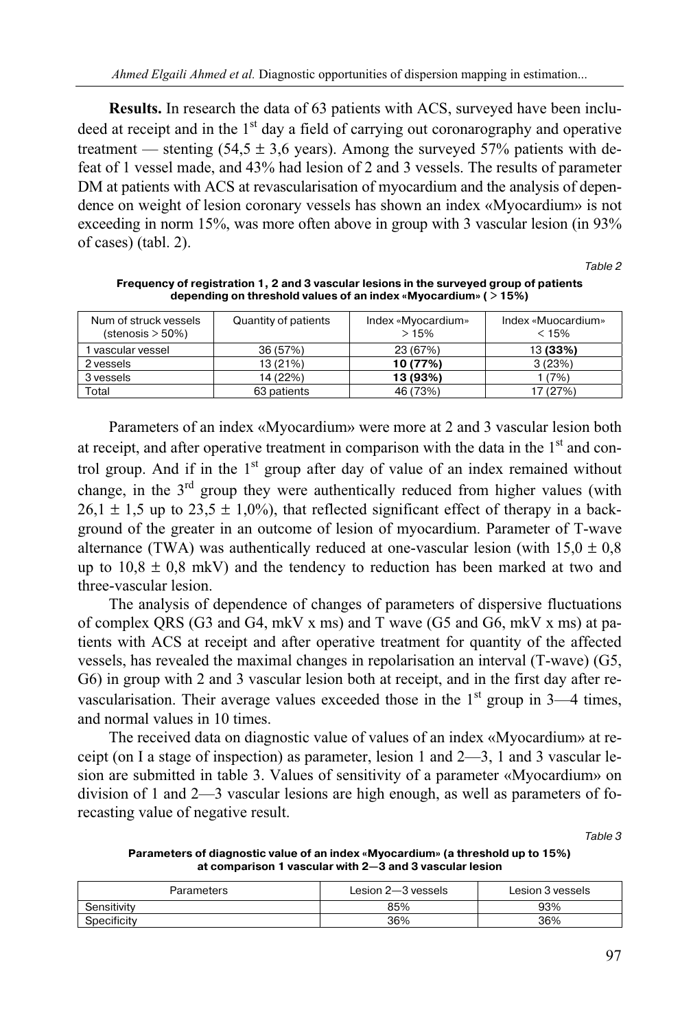**Results.** In research the data of 63 patients with ACS, surveyed have been includeed at receipt and in the 1[st] day a field of carrying out coronarography and operative treatment — stenting (54,5 ± 3,6 years). Among the surveyed 57% patients with defeat of 1 vessel made, and 43% had lesion of 2 and 3 vessels. The results of parameter DM at patients with ACS at revascularisation of myocardium and the analysis of dependence on weight of lesion coronary vessels has shown an index «Myocardium» is not exceeding in norm 15%, was more often above in group with 3 vascular lesion (in 93% of cases) (tabl. 2).

*Table 2*

**Frequency of registration 1, 2 and 3 vascular lesions in the surveyed group of patients depending on threshold values of an index «Myocardium» ( > 15%)**

| Num of struck vessels (stenosis > 50%) | Quantity of patients | Index «Myocardium» > 15% | Index «Muocardium» < 15% |
|---|---|---|---|
| 1 vascular vessel | 36 (57%) | 23 (67%) | 13 **(33%)** |
| 2 vessels | 13 (21%) | **10 (77%)** | 3 (23%) |
| 3 vessels | 14 (22%) | **13 (93%)** | 1 (7%) |
| Total | 63 patients | 46 (73%) | 17 (27%) |

Parameters of an index «Myocardium» were more at 2 and 3 vascular lesion both at receipt, and after operative treatment in comparison with the data in the 1[st] and control group. And if in the 1[st] group after day of value of an index remained without change, in the 3[rd] group they were authentically reduced from higher values (with 26,1 ± 1,5 up to 23,5 ± 1,0%), that reflected significant effect of therapy in a background of the greater in an outcome of lesion of myocardium. Parameter of T-wave alternance (TWA) was authentically reduced at one-vascular lesion (with 15,0 ± 0,8 up to 10,8 ± 0,8 mkV) and the tendency to reduction has been marked at two and three-vascular lesion.

The analysis of dependence of changes of parameters of dispersive fluctuations of complex QRS (G3 and G4, mkV x ms) and T wave (G5 and G6, mkV x ms) at patients with ACS at receipt and after operative treatment for quantity of the affected vessels, has revealed the maximal changes in repolarisation an interval (T-wave) (G5, G6) in group with 2 and 3 vascular lesion both at receipt, and in the first day after revascularisation. Their average values exceeded those in the 1[st] group in 3—4 times, and normal values in 10 times.

The received data on diagnostic value of values of an index «Myocardium» at receipt (on I a stage of inspection) as parameter, lesion 1 and 2—3, 1 and 3 vascular lesion are submitted in table 3. Values of sensitivity of a parameter «Myocardium» on division of 1 and 2—3 vascular lesions are high enough, as well as parameters of forecasting value of negative result.

*Table 3*

**Parameters of diagnostic value of an index «Myocardium» (a threshold up to 15%) at comparison 1 vascular with 2—3 and 3 vascular lesion**

| Parameters | Lesion 2—3 vessels | Lesion 3 vessels |
|---|---|---|
| Sensitivity | 85% | 93% |
| Specificity | 36% | 36% |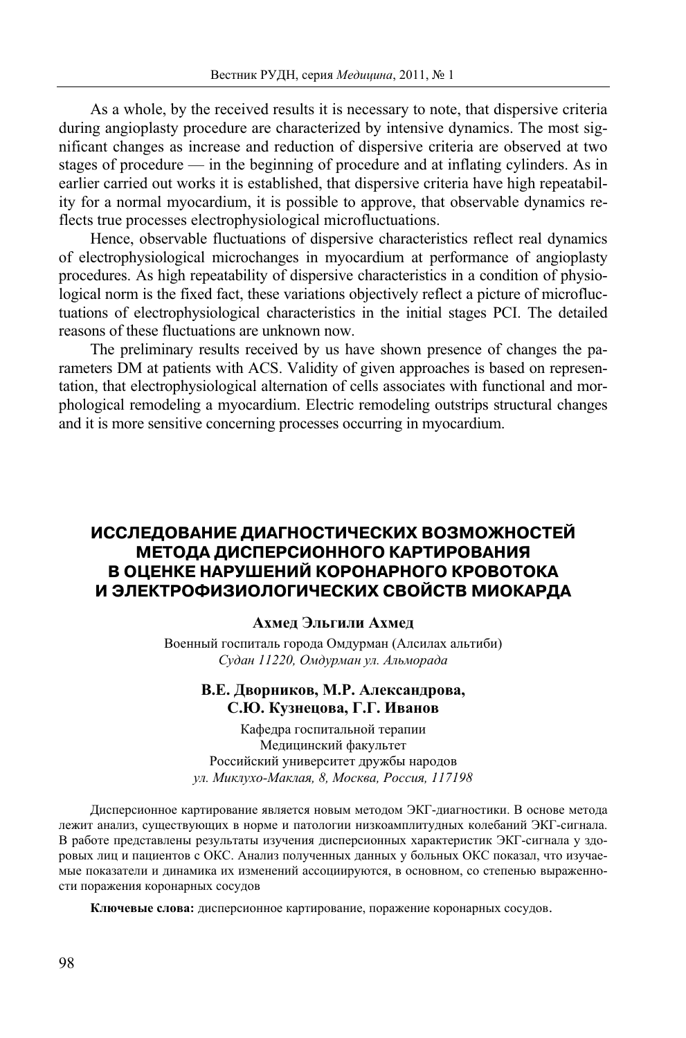As a whole, by the received results it is necessary to note, that dispersive criteria during angioplasty procedure are characterized by intensive dynamics. The most significant changes as increase and reduction of dispersive criteria are observed at two stages of procedure — in the beginning of procedure and at inflating cylinders. As in earlier carried out works it is established, that dispersive criteria have high repeatability for a normal myocardium, it is possible to approve, that observable dynamics reflects true processes electrophysiological microfluctuations.

Hence, observable fluctuations of dispersive characteristics reflect real dynamics of electrophysiological microchanges in myocardium at performance of angioplasty procedures. As high repeatability of dispersive characteristics in a condition of physiological norm is the fixed fact, these variations objectively reflect a picture of microfluctuations of electrophysiological characteristics in the initial stages PCI. The detailed reasons of these fluctuations are unknown now.

The preliminary results received by us have shown presence of changes the parameters DM at patients with ACS. Validity of given approaches is based on representation, that electrophysiological alternation of cells associates with functional and morphological remodeling a myocardium. Electric remodeling outstrips structural changes and it is more sensitive concerning processes occurring in myocardium.

# ИССЛЕДОВАНИЕ ДИАГНОСТИЧЕСКИХ ВОЗМОЖНОСТЕЙ МЕТОДА ДИСПЕРСИОННОГО КАРТИРОВАНИЯ В ОЦЕНКЕ НАРУШЕНИЙ КОРОНАРНОГО КРОВОТОКА И ЭЛЕКТРОФИЗИОЛОГИЧЕСКИХ СВОЙСТВ МИОКАРДА

**Ахмед Эльгили Ахмед**

Военный госпиталь города Омдурман (Алсилах альтиби)
*Судан 11220, Омдурман ул. Альморада*

**В.Е. Дворников, М.Р. Александрова, С.Ю. Кузнецова, Г.Г. Иванов**

Кафедра госпитальной терапии
Медицинский факультет
Российский университет дружбы народов
*ул. Миклухо-Маклая, 8, Москва, Россия, 117198*

Дисперсионное картирование является новым методом ЭКГ-диагностики. В основе метода лежит анализ, существующих в норме и патологии низкоамплитудных колебаний ЭКГ-сигнала. В работе представлены результаты изучения дисперсионных характеристик ЭКГ-сигнала у здоровых лиц и пациентов с ОКС. Анализ полученных данных у больных ОКС показал, что изучаемые показатели и динамика их изменений ассоциируются, в основном, со степенью выраженности поражения коронарных сосудов

**Ключевые слова:** дисперсионное картирование, поражение коронарных сосудов.